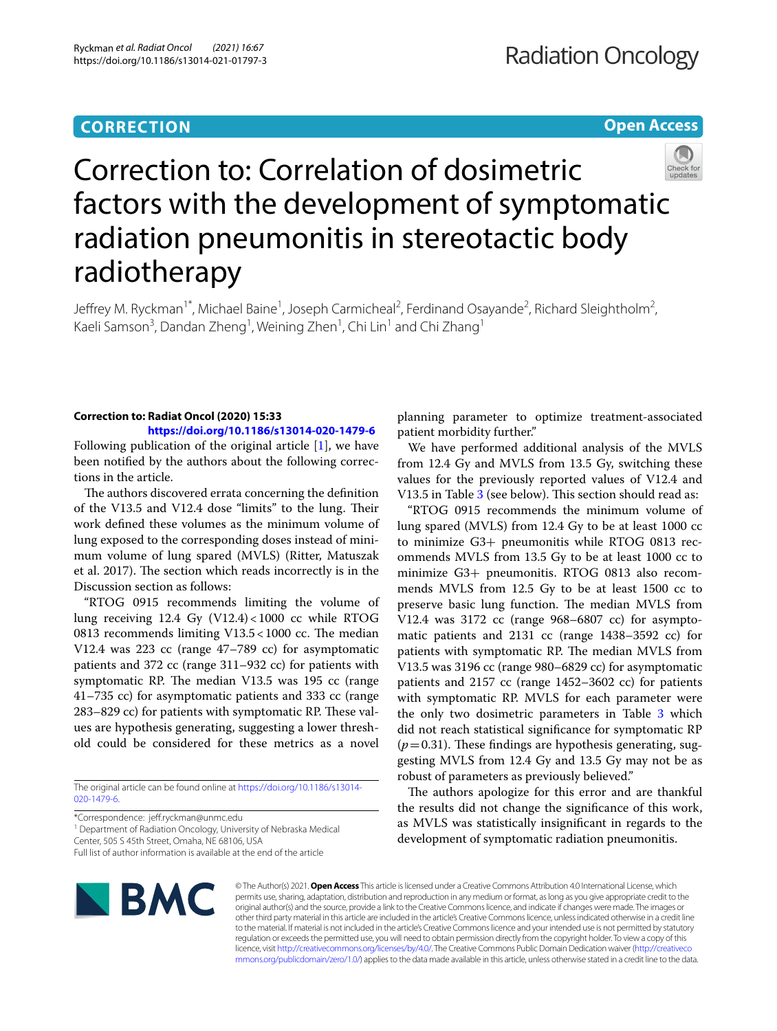**CORRECTION** **Open Access**

# Correction to: Correlation of dosimetric factors with the development of symptomatic radiation pneumonitis in stereotactic body radiotherapy

Jeffrey M. Ryckman[1*], Michael Baine[1], Joseph Carmicheal[2], Ferdinand Osayande[2], Richard Sleightholm[2], Kaeli Samson[3], Dandan Zheng[1], Weining Zhen[1], Chi Lin[1] and Chi Zhang[1]

**Correction to: Radiat Oncol (2020) 15:33**
**https://doi.org/10.1186/s13014-020-1479-6**

Following publication of the original article [1], we have been notified by the authors about the following corrections in the article.

The authors discovered errata concerning the definition of the V13.5 and V12.4 dose "limits" to the lung. Their work defined these volumes as the minimum volume of lung exposed to the corresponding doses instead of minimum volume of lung spared (MVLS) (Ritter, Matuszak et al. 2017). The section which reads incorrectly is in the Discussion section as follows:

"RTOG 0915 recommends limiting the volume of lung receiving 12.4 Gy (V12.4) < 1000 cc while RTOG 0813 recommends limiting V13.5 < 1000 cc. The median V12.4 was 223 cc (range 47–789 cc) for asymptomatic patients and 372 cc (range 311–932 cc) for patients with symptomatic RP. The median V13.5 was 195 cc (range 41–735 cc) for asymptomatic patients and 333 cc (range 283–829 cc) for patients with symptomatic RP. These values are hypothesis generating, suggesting a lower threshold could be considered for these metrics as a novel planning parameter to optimize treatment-associated patient morbidity further."

We have performed additional analysis of the MVLS from 12.4 Gy and MVLS from 13.5 Gy, switching these values for the previously reported values of V12.4 and V13.5 in Table 3 (see below). This section should read as:

"RTOG 0915 recommends the minimum volume of lung spared (MVLS) from 12.4 Gy to be at least 1000 cc to minimize G3+ pneumonitis while RTOG 0813 recommends MVLS from 13.5 Gy to be at least 1000 cc to minimize G3+ pneumonitis. RTOG 0813 also recommends MVLS from 12.5 Gy to be at least 1500 cc to preserve basic lung function. The median MVLS from V12.4 was 3172 cc (range 968–6807 cc) for asymptomatic patients and 2131 cc (range 1438–3592 cc) for patients with symptomatic RP. The median MVLS from V13.5 was 3196 cc (range 980–6829 cc) for asymptomatic patients and 2157 cc (range 1452–3602 cc) for patients with symptomatic RP. MVLS for each parameter were the only two dosimetric parameters in Table 3 which did not reach statistical significance for symptomatic RP ($p = 0.31$). These findings are hypothesis generating, suggesting MVLS from 12.4 Gy and 13.5 Gy may not be as robust of parameters as previously believed."

The authors apologize for this error and are thankful the results did not change the significance of this work, as MVLS was statistically insignificant in regards to the development of symptomatic radiation pneumonitis.

The original article can be found online at https://doi.org/10.1186/s13014-020-1479-6.

*Correspondence: jeff.ryckman@unmc.edu
[1] Department of Radiation Oncology, University of Nebraska Medical Center, 505 S 45th Street, Omaha, NE 68106, USA
Full list of author information is available at the end of the article

© The Author(s) 2021. **Open Access** This article is licensed under a Creative Commons Attribution 4.0 International License, which permits use, sharing, adaptation, distribution and reproduction in any medium or format, as long as you give appropriate credit to the original author(s) and the source, provide a link to the Creative Commons licence, and indicate if changes were made. The images or other third party material in this article are included in the article's Creative Commons licence, unless indicated otherwise in a credit line to the material. If material is not included in the article's Creative Commons licence and your intended use is not permitted by statutory regulation or exceeds the permitted use, you will need to obtain permission directly from the copyright holder. To view a copy of this licence, visit http://creativecommons.org/licenses/by/4.0/. The Creative Commons Public Domain Dedication waiver (http://creativecommons.org/publicdomain/zero/1.0/) applies to the data made available in this article, unless otherwise stated in a credit line to the data.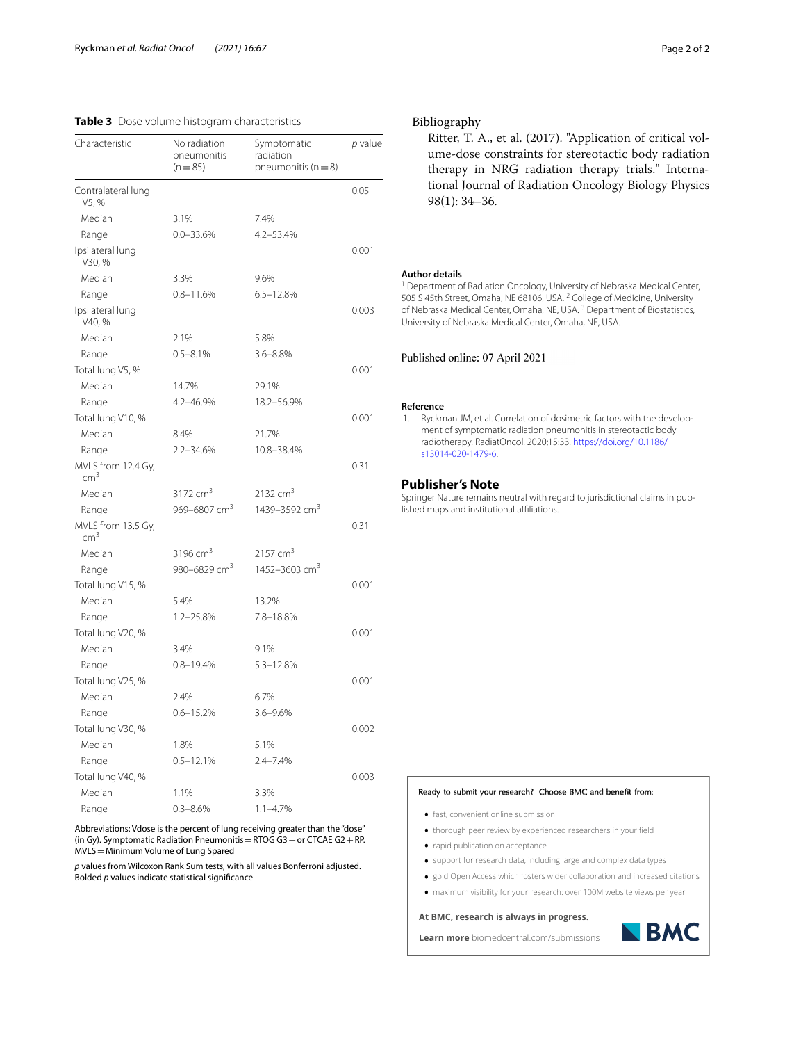**Table 3** Dose volume histogram characteristics

| Characteristic | No radiation pneumonitis (n = 85) | Symptomatic radiation pneumonitis (n = 8) | *p* value |
|---|---|---|---|
| Contralateral lung V5, % | | | 0.05 |
| Median | 3.1% | 7.4% | |
| Range | 0.0–33.6% | 4.2–53.4% | |
| Ipsilateral lung V30, % | | | 0.001 |
| Median | 3.3% | 9.6% | |
| Range | 0.8–11.6% | 6.5–12.8% | |
| Ipsilateral lung V40, % | | | 0.003 |
| Median | 2.1% | 5.8% | |
| Range | 0.5–8.1% | 3.6–8.8% | |
| Total lung V5, % | | | 0.001 |
| Median | 14.7% | 29.1% | |
| Range | 4.2–46.9% | 18.2–56.9% | |
| Total lung V10, % | | | 0.001 |
| Median | 8.4% | 21.7% | |
| Range | 2.2–34.6% | 10.8–38.4% | |
| MVLS from 12.4 Gy, $cm^3$ | | | 0.31 |
| Median | 3172 $cm^3$ | 2132 $cm^3$ | |
| Range | 969–6807 $cm^3$ | 1439–3592 $cm^3$ | |
| MVLS from 13.5 Gy, $cm^3$ | | | 0.31 |
| Median | 3196 $cm^3$ | 2157 $cm^3$ | |
| Range | 980–6829 $cm^3$ | 1452–3603 $cm^3$ | |
| Total lung V15, % | | | 0.001 |
| Median | 5.4% | 13.2% | |
| Range | 1.2–25.8% | 7.8–18.8% | |
| Total lung V20, % | | | 0.001 |
| Median | 3.4% | 9.1% | |
| Range | 0.8–19.4% | 5.3–12.8% | |
| Total lung V25, % | | | 0.001 |
| Median | 2.4% | 6.7% | |
| Range | 0.6–15.2% | 3.6–9.6% | |
| Total lung V30, % | | | 0.002 |
| Median | 1.8% | 5.1% | |
| Range | 0.5–12.1% | 2.4–7.4% | |
| Total lung V40, % | | | 0.003 |
| Median | 1.1% | 3.3% | |
| Range | 0.3–8.6% | 1.1–4.7% | |

Abbreviations: Vdose is the percent of lung receiving greater than the "dose" (in Gy). Symptomatic Radiation Pneumonitis = RTOG G3 + or CTCAE G2 + RP. MVLS = Minimum Volume of Lung Spared

*p* values from Wilcoxon Rank Sum tests, with all values Bonferroni adjusted. Bolded *p* values indicate statistical significance

Bibliography

Ritter, T. A., et al. (2017). "Application of critical volume-dose constraints for stereotactic body radiation therapy in NRG radiation therapy trials." International Journal of Radiation Oncology Biology Physics 98(1): 34–36.

**Author details**

[1] Department of Radiation Oncology, University of Nebraska Medical Center, 505 S 45th Street, Omaha, NE 68106, USA. [2] College of Medicine, University of Nebraska Medical Center, Omaha, NE, USA. [3] Department of Biostatistics, University of Nebraska Medical Center, Omaha, NE, USA.

Published online: 07 April 2021

**Reference**

1. Ryckman JM, et al. Correlation of dosimetric factors with the development of symptomatic radiation pneumonitis in stereotactic body radiotherapy. RadiatOncol. 2020;15:33. https://doi.org/10.1186/s13014-020-1479-6.

## Publisher's Note

Springer Nature remains neutral with regard to jurisdictional claims in published maps and institutional affiliations.

Ready to submit your research? Choose BMC and benefit from:

- fast, convenient online submission
- thorough peer review by experienced researchers in your field
- rapid publication on acceptance
- support for research data, including large and complex data types
- gold Open Access which fosters wider collaboration and increased citations
- maximum visibility for your research: over 100M website views per year

**At BMC, research is always in progress.**

**Learn more** biomedcentral.com/submissions

BMC